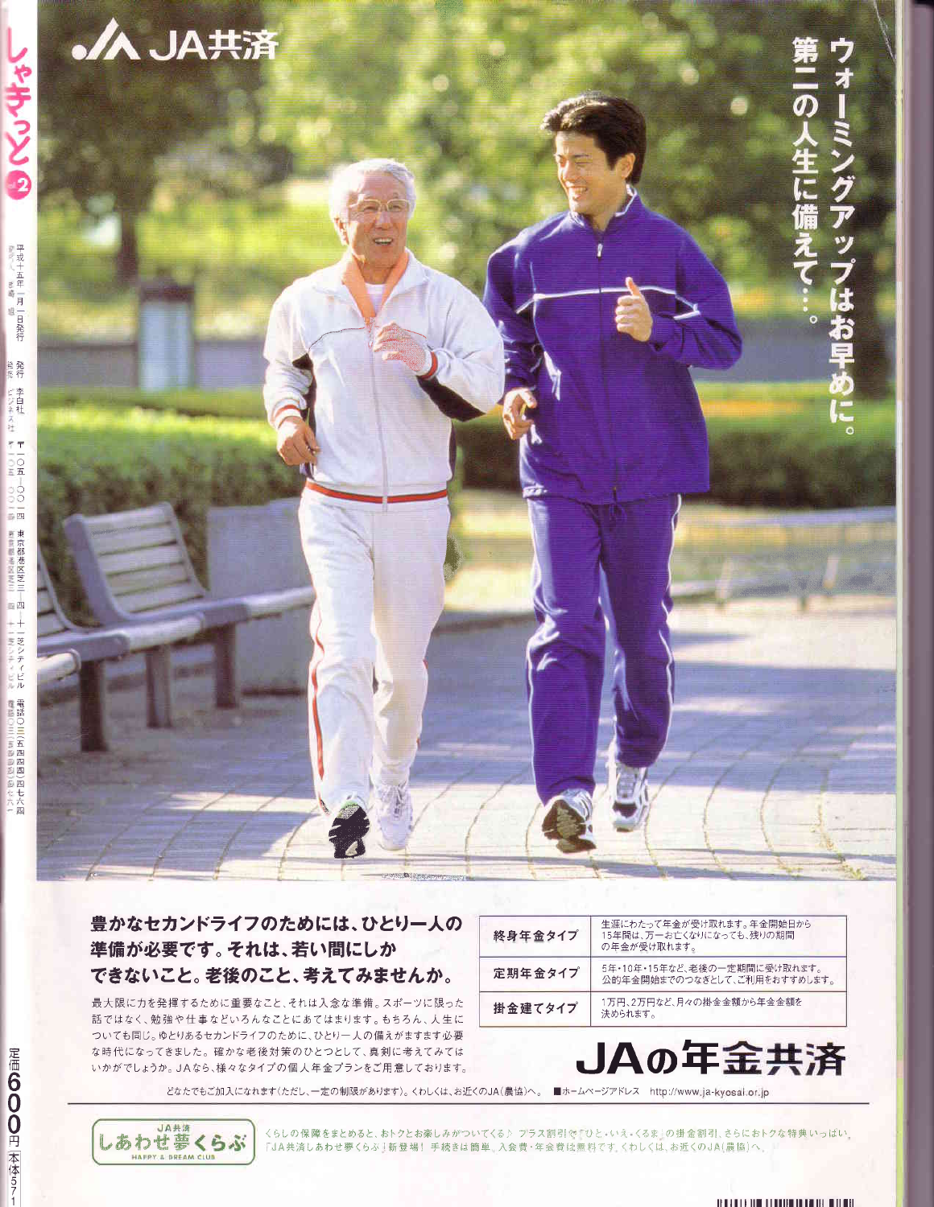JA共済

ウォーミングアップはお早めに。第二の人生に備えて…。

**豊かなセカンドライフのためには、ひとり一人の準備が必要です。それは、若い間にしかできないこと。老後のこと、考えてみませんか。**

最大限に力を発揮するために重要なこと、それは入念な準備。スポーツに限った話ではなく、勉強や仕事などいろんなことにあてはまります。もちろん、人生についても同じ。ゆとりあるセカンドライフのために、ひとり一人の備えがますます必要な時代になってきました。確かな老後対策のひとつとして、真剣に考えてみてはいかがでしょうか。JAなら、様々なタイプの個人年金プランをご用意しております。

| | |
|---|---|
| 終身年金タイプ | 生涯にわたって年金が受け取れます。年金開始日から15年間は、万一お亡くなりになっても、残りの期間の年金が受け取れます。 |
| 定期年金タイプ | 5年・10年・15年など、老後の一定期間に受け取れます。公的年金開始までのつなぎとして、ご利用をおすすめします。 |
| 掛金建てタイプ | 1万円、2万円など、月々の掛金金額から年金金額を決められます。 |

# JAの年金共済

どなたでもご加入になれます(ただし、一定の制限があります)。くわしくは、お近くのJA(農協)へ。 ■ホームページアドレス http://www.ja-kyosai.or.jp

JA共済 しあわせ夢くらぶ HAPPY & DREAM CLUB

くらしの保障をまとめると、おトクとお楽しみがついてくる♪ プラス割引や「ひと・いえ・くるま」の掛金割引、さらにおトクな特典いっぱい。「JA共済しあわせ夢くらぶ」新登場! 手続きは簡単、入会費・年会費は無料です。くわしくは、お近くのJA(農協)へ。

しゃきっと 2

平成十五年二月一日発行 発行 李白社 〒一〇五-〇〇一四 東京都港区芝三-四-十一芝シティビル 電話〇三(五四四四)四七六四

定価600円(本体571円)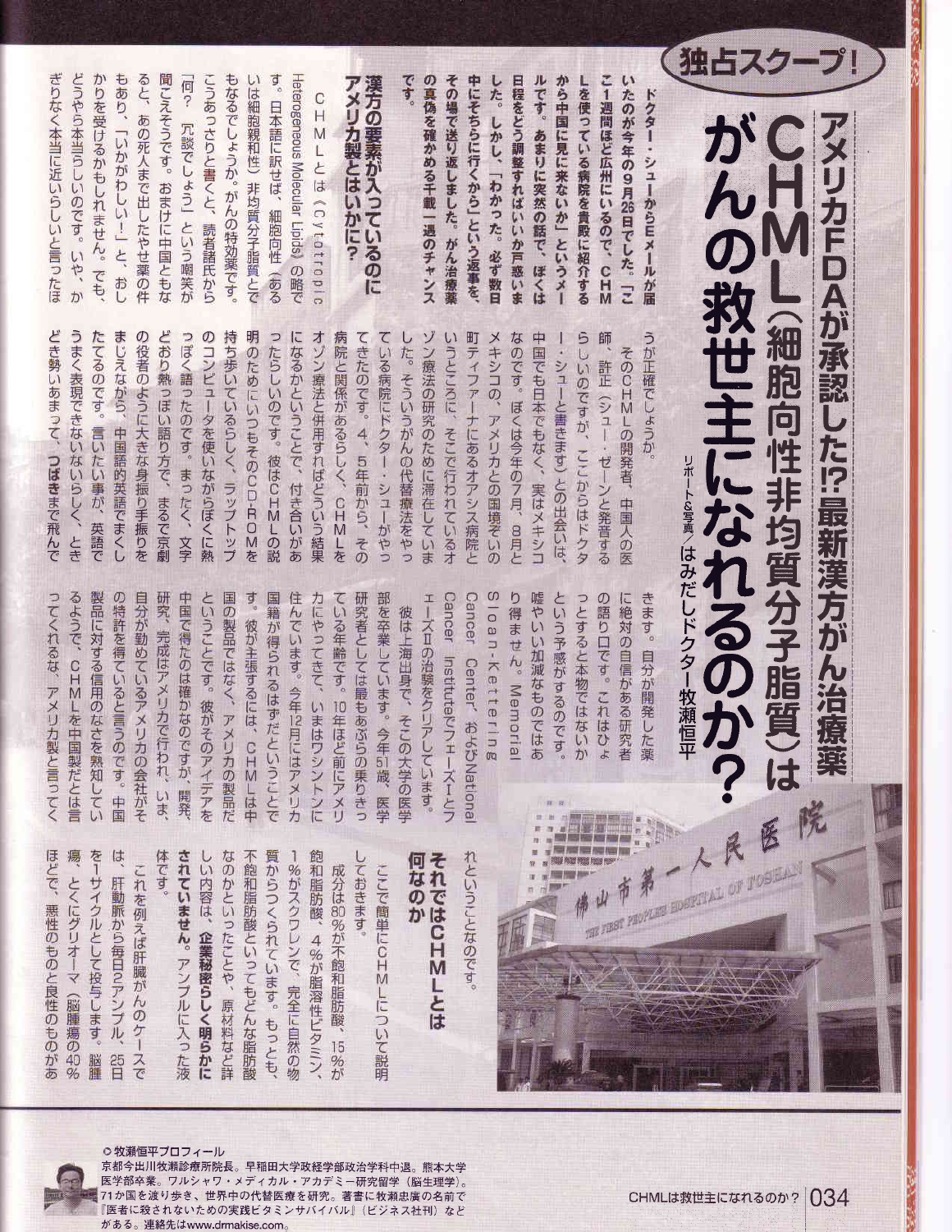独占スクープ！

# アメリカFDAが承認した!?最新漢方がん治療薬

# CHML（細胞向性非均質分子脂質）はがんの救世主になれるのか？

リポート＆写真／はみだしドクター牧瀬恒平

**ドクター・シューからEメールが届いたのが今年の9月26日でした。「ここ1週間ほど広州にいるので、CHMLを使っている病院を貴殿に紹介するから中国に見に来ないか」というメールです。あまりに突然の話で、ぼくは日程をどう調整すればいいか戸惑いました。しかし、「わかった。必ず数日中にそちらに行くから」という返事を、その場で送り返しました。がん治療薬の真偽を確かめる千載一遇のチャンスです。**

## 漢方の要素が入っているのにアメリカ製とはいかに？

CHMLとは（Cytotropic Heterogeneous Molecular Lipids）の略です。日本語に訳せば、細胞向性（あるいは細胞親和性）非均質分子脂質とでもなるでしょうか。がんの特効薬です。

こうあっさりと書くと、読者諸氏から「何？ 冗談でしょう」という嘲笑が聞こえそうです。おまけに中国ともなると、あの死人まで出したやせ薬の件もあり、「いかがわしい！」と、おしかりを受けるかもしれません。でも、どうやら本当らしいのです。いや、かぎりなく本当に近いらしいと言ったほうが正確でしょうか。

そのCHMLの開発者、中国人の医師、許正（シュー・ゼーンと発音するらしいのですが、ここからはドクター・シューと書きます）との出会いは、中国でも日本でもなく、実はメキシコなのです。ぼくは今年の7月、8月とメキシコの、アメリカとの国境ぞいの町ティファーナにあるオアシス病院というところに、そこで行われているオゾン療法の研究のために滞在していました。そういうがんの代替療法をやっている病院にドクター・シューがやってきたのです。4、5年前から、その病院と関係があるらしく、CHMLをオゾン療法と併用すればどういう結果になるかということで、付き合いがあったらしいのです。彼はCHMLの説明のためにいつもそのCD-ROMを持ち歩いているらしく、ラップトップのコンピュータを使いながらぼくに熱っぽく語ったのです。まったく、文字どおり熱っぽい語り方で、まるで京劇の役者のように大きな身振り手振りをまじえながら、中国語的英語でまくしたてるのです。言いたい事が、英語でうまく表現できないらしく、ときどき勢いあまって、**つばきまで飛んできます**。自分が開発した薬に絶対の自信がある研究者の語り口です。これはひょっとすると本物ではないかという予感がするのです。

嘘やいい加減なものではあり得ません。Memorial Sloan-Kettering Cancer Center、およびNational Cancer InstituteでフェーズIとフェーズIIの治験をクリアしています。

彼は上海出身で、そこの大学の医学部を卒業しています。今年51歳、医学研究者としては最もあぶらの乗りきっている年齢です。10年ほど前にアメリカにやってきて、いまはワシントンに住んでいます。今年12月にはアメリカ国籍が得られるはずだということです。彼が主張するには、CHMLは中国の製品ではなく、アメリカの製品だということです。彼がそのアイデアを中国で得たのは確かなのですが、開発、研究、完成はアメリカで行われ、いま、自分が勤めているアメリカの会社がその特許を得ていると言うのです。中国製品に対する信用のなさを熟知しているようで、CHMLを中国製だとは言ってくれるな、アメリカ製と言ってくれということなのです。

## それではCHMLとは何なのか

ここで簡単にCHMLについて説明しておきます。

成分は80％が不飽和脂肪酸、15％が飽和脂肪酸、4％が脂溶性ビタミン、1％がスクワレンで、完全に自然の物質からつくられています。もっとも、不飽和脂肪酸といってもどんな脂肪酸なのかといったことや、原材料など詳しい内容は、**企業秘密らしく明らかにされていません**。アンプルに入った液体です。

これを例えば肝臓がんのケースでは、肝動脈から毎日2アンプル、25日を1サイクルとして投与します。脳腫瘍、とくにグリオーマ（脳腫瘍の40％ほどで、悪性のものと良性のものがあ

◎牧瀬恒平プロフィール
京都今出川牧瀬診療所院長。早稲田大学政経学部政治学科中退。熊本大学医学部卒業。ワルシャワ・メディカル・アカデミー研究留学（脳生理学）。71か国を渡り歩き、世界中の代替医療を研究。著書に牧瀬忠廣の名前で『医者に殺されないための実践ビタミンサバイバル』（ビジネス社刊）などがある。連絡先はwww.drmakise.com。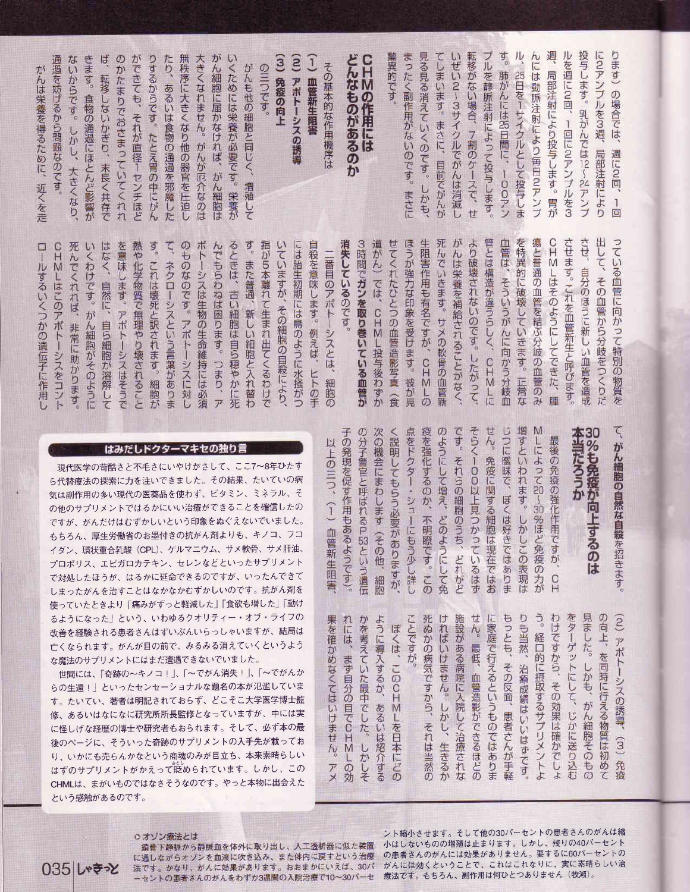ります）の場合では、週に2回、1回に2アンプルを3週、局部注射により投与します。乳がんでは12～24アンプルを週に2回、1回に2アンプルを3週、局部注射により投与します。胃がんには動脈注射により毎日2アンプル、25日を1サイクルとして投与します。肺がんには25日間に、100アンプルを静脈注射によって投与します。転移がない場合、7割のケースで、せいぜい2～3サイクルでがんは消滅してしまいます。まさに、目前でがんが見る見る消えていくのです。しかも、まったく副作用がないのです。まさに驚異的です。

## CHMの作用にはどんなものがあるのか

その基本的な作用機序は

**（1）血管新生阻害**
**（2）アポトーシスの誘導**
**（3）免疫の向上**

の三つです。

がんも他の細胞と同じく、増殖していくためには栄養が必要です。栄養ががん細胞に届かなければ、がん細胞は大きくなれません。がんが厄介なのは無秩序に大きくなり他の器官を圧迫したり、あるいは食物の通過を邪魔したりするからです。たとえ胃の中にがんができても、それが直径1センチほどのかたまりでおさまっていてくれれば、転移しないかぎり、末長く共存できます。食物の通過にほとんど影響がないからです。しかし、大きくなり、通過を妨げるから問題なのです。

がんは栄養を得るために、近くを走っている血管に向かって特別の物質を出して、その血管から分岐をつくりださせ、自分のほうに新しい血管を造成させます。これを血管新生と呼びます。CHMLはそのようにしてできた、腫瘍と普通の血管を結ぶ分岐の血管のみを特異的に破壊していきます。正常な血管は、そういうがんに向かう分岐血管とは構造が違うらしく、CHMLにより破壊されないのです。したがって、がんは栄養を補給されることがなく、死んでいきます。サメの軟骨の血管新生阻害作用も有名ですが、CHMLのほうが強力な印象を受けます。彼が見せてくれたひとつの血管造影写真（食道がん）では、CHML投与後わずか3時間で**ガンを取り巻いている血管が消失している**のです。

二番目のアポトーシスとは、細胞の自殺を意味します。例えば、ヒトの手には胎生初期には鳥のように水掻がついていますが、その細胞の自殺により、指が5本離れて生まれ出てくるわけです。また普通、新しい細胞と入れ替わるときは、古い細胞は自ら穏やかに死んでもらわねば困ります。つまり、アポトーシスは生物の生命維持には必須のものなのです。アポトーシスに対して、ネクローシスという言葉があります。これは壊死と訳されます。細胞が熱や化学物質で無理やり壊されることを意味します。アポトーシスはそうではなく、自然に、自ら細胞が溶解していくわけです。がん細胞がそのように死んでくれれば、非常に助かります。CHMLはこのアポトーシスをコントロールするいくつかの遺伝子に作用して、**がん細胞の自然な自殺**を招きます。

## 30％も免疫が向上するのは本当だろうか

最後の免疫の強化作用ですが、CHMLによって20～30％ほど免疫の力が増すといわれます。しかしこの表現はじつに曖昧で、ぼくは好きではありません。免疫に関する細胞は現在ではおそらく100以上見つかっているはずです。それらの細胞のうち、どれがどのようにして増え、どのようにして免疫を強化するのか、不明瞭です。この点をドクター・シューにもう少し詳しく説明してもらう必要がありますが、次の機会にまわします（その他、細胞の分子警官と呼ばれるP53という遺伝子の発現を促す作用もあるようです）。

以上の三つ、（1）血管新生阻害、（2）アポトーシスの誘導、（3）免疫の向上、を同時に行える物質は初めて見ました。しかも、がん細胞そのものをターゲットにして、じかに送り込むわけですから、その効果は確かでしょう。経口的に摂取するサプリメントよりも当然、治療成績はいいはずです。もっとも、その反面、患者さんが手軽に家庭で行えるというものではありません。最低、血管造影ができるほどの施設がある病院に入院して治療されなければいけません。しかし、生きるか死ぬかの病気ですから、それは当然のことですが。

ぼくは、このCHMLを日本にどのように導入するか、あるいは紹介するかを考えていた最中でした。しかしそれには、まず自分の目でCHMLの効果を確かめなくてはいけません。アメ

### はみだしドクターマキセの独り言

現代医学の苛酷さと不毛さにいやけがさして、ここ7～8年ひたすら代替療法の探索に力を注いできました。その結果、たいていの病気は副作用の多い現代の医薬品を使わず、ビタミン、ミネラル、その他のサプリメントではるかにいい治療ができることを確信したのですが、がんだけはむずかしいという印象をぬぐえないでいました。もちろん、厚生労働省のお墨付きの抗がん剤よりも、キノコ、フコイダン、環状重合乳酸（CPL）、ゲルマニウム、サメ軟骨、サメ肝油、プロポリス、エピガロカテキン、セレンなどといったサプリメントで対処したほうが、はるかに延命できるのですが、いったんできてしまったがんを治すことはなかなかむずかしいのです。抗がん剤を使っていたときより「痛みがずっと軽減した」「食欲も増した」「動けるようになった」という、いわゆるクオリティー・オブ・ライフの改善を経験される患者さんはずいぶんいらっしゃいますが、結局は亡くなられます。がんが目の前で、みるみる消えていくというような魔法のサプリメントにはまだ遭遇できないでいました。

世間には、「奇跡の～キノコ！」、「～でがん消失！」、「～でがんからの生還！」といったセンセーショナルな題名の本が氾濫しています。たいてい、著者は明記されておらず、どこそこ大学医学博士監修、あるいはなになに研究所所長監修となっていますが、中には実に怪しげな経歴の博士や研究者もおられます。そして、必ず本の最後のページに、そういった奇跡のサプリメントの入手先が載っており、いかにも売らんかなという商魂のみが目立ち、本来素晴らしいはずのサプリメントがかえって貶められています。しかし、このCHMLは、まがいものではなさそうなのです。やっと本物に出会えたという感触があるのです。

○オゾン療法とは
鎖骨下静脈から静脈血を体外に取り出し、人工透析器に似た装置に通しながらオゾンを血液に吹き込み、また体内に戻すという治療法です。かなり、がんに効果があります。おおまかにいえば、30パーセントの患者さんのがんをわずか3週間の入院治療で10～30パーセント縮小させます。そして他の30パーセントの患者さんのがんは縮小はしないものの増殖は止まります。しかし、残りの40パーセントの患者さんのがんには効果がありません。要するに60パーセントのがんには効くということで、これはこれなりに、実に素晴らしい治療法です。もちろん、副作用は何ひとつありません（牧瀬）。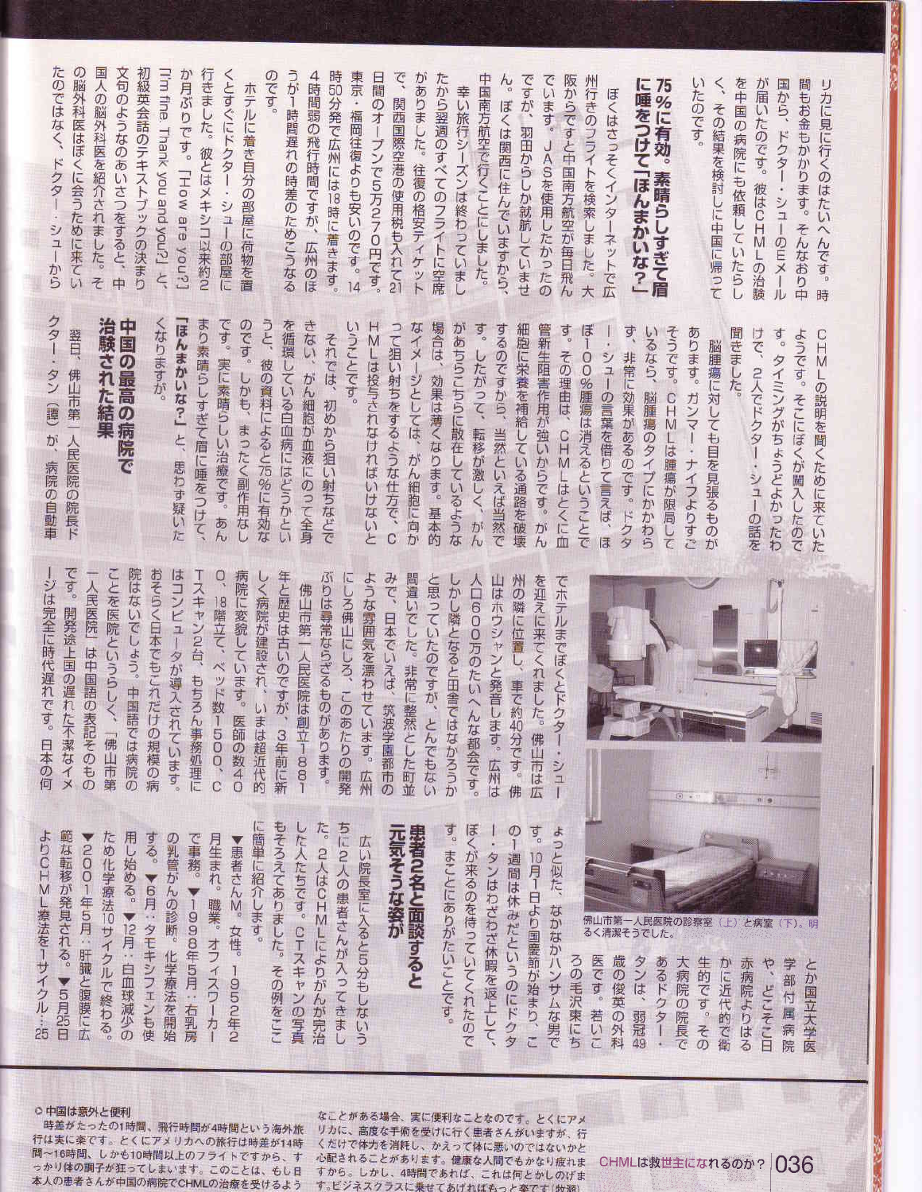リカに見に行くのはたいへんです。時間もお金もかかります。そんなおり中国から、ドクター・シューのEメールが届いたのです。彼はCHMLの治験を中国の病院にも依頼していたらしく、その結果を検討しに中国に帰っていたのです。

## 75%に有効。素晴らしすぎて眉に唾をつけて「ほんまかいな?」

ぼくはさっそくインターネットで広州行きのフライトを検索しました。大阪からですと中国南方航空が毎日飛んでいます。JASを使用したかったのですが、羽田からしか就航していません。ぼくは関西に住んでいますから、中国南方航空で行くことにしました。

幸い旅行シーズンは終わっていましたから翌週のすべてのフライトに空席がありました。往復の格安チケットで、関西国際空港の使用税も入れて21日間のオープンで5万2270円です。東京・福岡往復よりも安いのです。14時50分発で広州には18時に着きます。4時間弱の飛行時間ですが、広州のほうが1時間遅れの時差のためこうなるのです。

ホテルに着き自分の部屋に荷物を置くとすぐにドクター・シューの部屋に行きました。彼とはメキシコ以来約2か月ぶりです。「How are you?」「I'm fine. Thank you and you?」と、初級英会話のテキストブックの決まり文句のようなあいさつをすると、中国人の脳外科医を紹介されました。その脳外科医はぼくに会うために来ていたのではなく、ドクター・シューからCHMLの説明を聞くために来ていたようです。そこにぼくが闖入したのです。タイミングがちょうどよかったわけで、2人でドクター・シューの話を聞きました。

脳腫瘍に対しても目を見張るものがあります。ガンマー・ナイフよりすごそうです。CHMLは腫瘍が限局しているなら、脳腫瘍のタイプにかかわらず、非常に効果があるのです。ドクター・シューの言葉を借りて言えば、ほぼ100%腫瘍は消えるということです。その理由は、CHMLはとくに血管新生阻害作用が強いからです。がん細胞に栄養を補給している通路を破壊するのですから、当然といえば当然です。したがって、転移が激しく、がんがあちらこちらに散在しているような場合は、効果は薄くなります。基本的なイメージとしては、がん細胞に向かって狙い射ちをするような仕方で、CHMLは投与されなければいけないということです。

それでは、初めから狙い射ちなどできない、がん細胞が血液にのって全身を循環している白血病にはどうかというと、彼の資料によると75%に有効なのです。しかも、まったく副作用なしです。実に素晴らしい治療です。あまり素晴らしすぎて眉に唾をつけて、「ほんまかいな?」と、思わず疑いたくなりますが。

## 中国の最高の病院で治験された結果

翌日、佛山市第一人民医院の院長ドクター・タン(譚)が、病院の自動車でホテルまでぼくとドクター・シューを迎えに来てくれました。佛山市は広州の隣に位置し、車で約40分です。佛山はホウシャンと発音します。広州は人口600万のたいへんな都会です。しかし隣となると田舎ではなかろうかと思っていたのですが、とんでもない間違いでした。非常に整然とした町並みで、日本でいえば、筑波学園都市のような雰囲気を漂わせています。広州にしろ佛山にしろ、このあたりの開発ぶりは尋常ならざるものがあります。

佛山市第一人民医院は創立1881年と歴史は古いのですが、3年前に新しく病院が建設され、いまは超近代的病院に変貌しています。医師の数400、18階立て、ベッド数1500、CTスキャン2台、もちろん事務処理にはコンピュータが導入されています。おそらく日本でもこれだけの規模の病院はないでしょう。中国語では病院のことを医院というらしく、「佛山市第一人民医院」は中国語の表記そのものです。開発途上国の遅れた不潔なイメージは完全に時代遅れです。日本の何とか国立大学医学部付属病院や、どこそこ日赤病院よりはるかに近代的で衛生的です。その大病院の院長であるドクター・タンは、弱冠49歳の俊英の外科医です。若いころの毛沢東にちょっと似た、なかなかハンサムな男です。10月1日より国慶節が始まり、この1週間は休みだというのにドクター・タンはわざわざ休暇を返上して、ぼくが来るのを待っていてくれたのです。まことにありがたいことです。

佛山市第一人民医院の診察室(上)と病室(下)。明るく清潔そうでした。

## 患者2名と面談すると元気そうな姿が

広い院長室に入ると5分もしないうちに2人の患者さんが入ってきました。2人はCHMLによりがんが完治した人たちです。CTスキャンの写真もそろえてありました。その例をここに簡単に紹介します。

▼患者さんM。女性。1952年2月生まれ。職業。オフィスワーカーで事務。▼1998年5月:右乳房の乳管がんの診断。化学療法を開始する。▼6月:タモキシフェンも使用し始める。▼12月:白血球減少のため化学療法10サイクルで終わる。▼2001年5月:肝臓と腹膜に広範な転移が発見される。▼5月25日よりCHML療法を1サイクル…25

---

**◇中国は意外と便利**

時差がたったの1時間、飛行時間が4時間という海外旅行は実に楽です。とくにアメリカへの旅行は時差が14時間〜16時間、しかも10時間以上のフライトですから、すっかり体の調子が狂ってしまいます。このことは、もし日本人の患者さんが中国の病院でCHMLの治療を受けるようなことがある場合、実に便利なことなのです。とくにアメリカに、高度な手術を受けに行く患者さんがいますが、行くだけで体力を消耗し、かえって体に悪いのではないかと心配されることがあります。健康な人間でもかなり疲れますから。しかし、4時間であれば、これは何とかしのげます。ビジネスクラスに乗せてあげればもっと楽です(牧瀬)